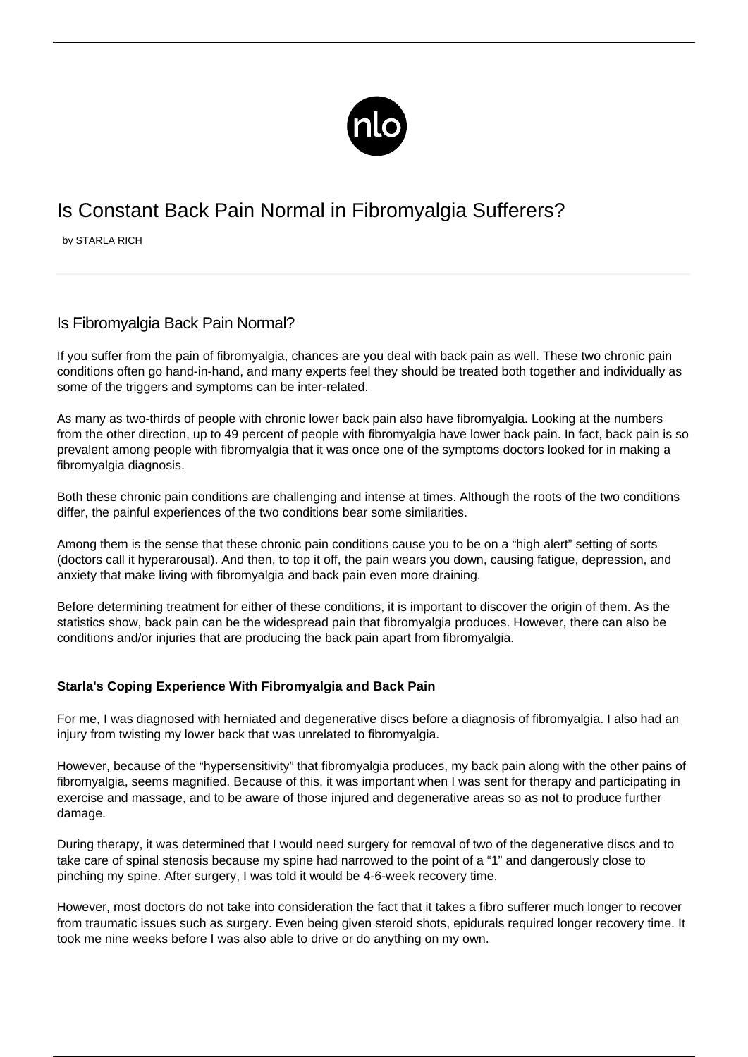# Is Constant Back Pain Normal in Fibromyalgia Sufferers?

by STARLA RICH

## Is Fibromyalgia Back Pain Normal?

If you suffer from the pain of fibromyalgia, chances are you deal with back pain as well. These two chronic pain conditions often go hand-in-hand, and many experts feel they should be treated both together and individually as some of the triggers and symptoms can be inter-related.

As many as two-thirds of people with chronic lower back pain also have fibromyalgia. Looking at the numbers from the other direction, up to 49 percent of people with fibromyalgia have lower back pain. In fact, back pain is so prevalent among people with fibromyalgia that it was once one of the symptoms doctors looked for in making a fibromyalgia diagnosis.

Both these chronic pain conditions are challenging and intense at times. Although the roots of the two conditions differ, the painful experiences of the two conditions bear some similarities.

Among them is the sense that these chronic pain conditions cause you to be on a "high alert" setting of sorts (doctors call it hyperarousal). And then, to top it off, the pain wears you down, causing fatigue, depression, and anxiety that make living with fibromyalgia and back pain even more draining.

Before determining treatment for either of these conditions, it is important to discover the origin of them. As the statistics show, back pain can be the widespread pain that fibromyalgia produces. However, there can also be conditions and/or injuries that are producing the back pain apart from fibromyalgia.

**Starla's Coping Experience With Fibromyalgia and Back Pain**

For me, I was diagnosed with herniated and degenerative discs before a diagnosis of fibromyalgia. I also had an injury from twisting my lower back that was unrelated to fibromyalgia.

However, because of the "hypersensitivity" that fibromyalgia produces, my back pain along with the other pains of fibromyalgia, seems magnified. Because of this, it was important when I was sent for therapy and participating in exercise and massage, and to be aware of those injured and degenerative areas so as not to produce further damage.

During therapy, it was determined that I would need surgery for removal of two of the degenerative discs and to take care of spinal stenosis because my spine had narrowed to the point of a "1" and dangerously close to pinching my spine. After surgery, I was told it would be 4-6-week recovery time.

However, most doctors do not take into consideration the fact that it takes a fibro sufferer much longer to recover from traumatic issues such as surgery. Even being given steroid shots, epidurals required longer recovery time. It took me nine weeks before I was also able to drive or do anything on my own.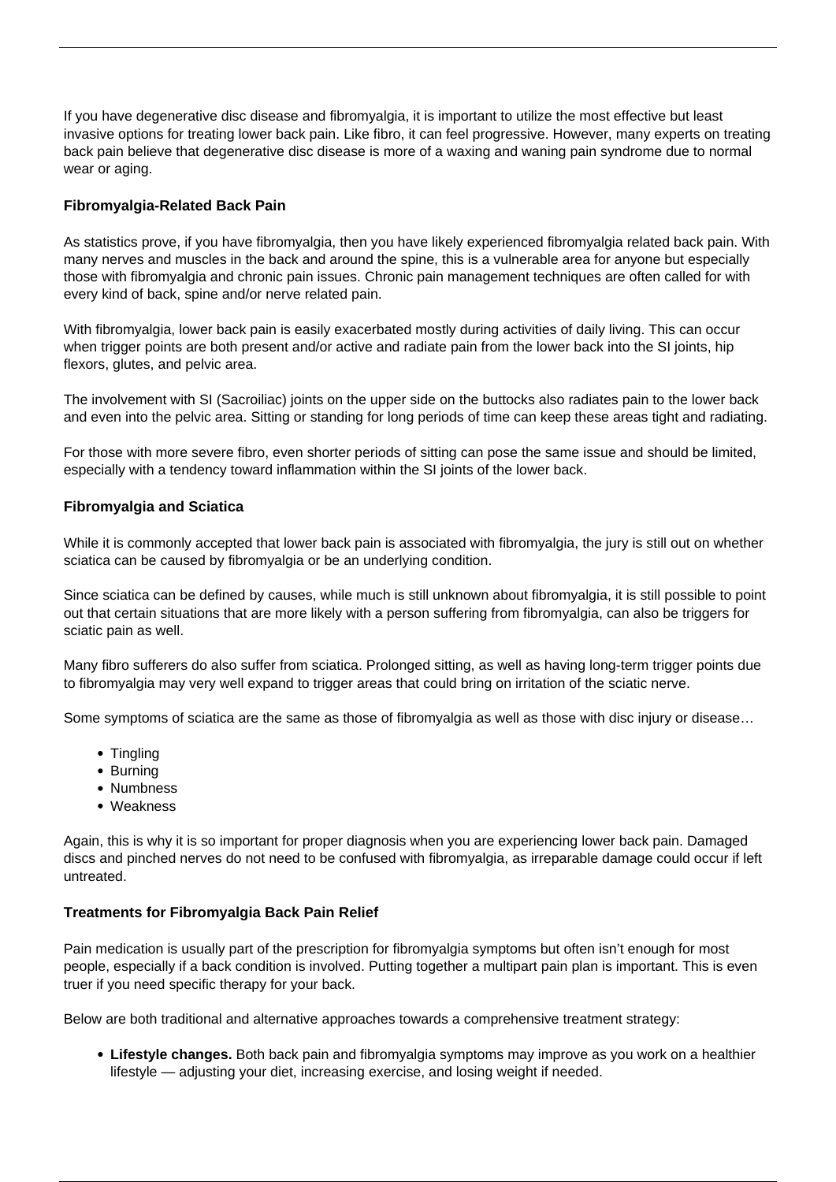If you have degenerative disc disease and fibromyalgia, it is important to utilize the most effective but least invasive options for treating lower back pain. Like fibro, it can feel progressive. However, many experts on treating back pain believe that degenerative disc disease is more of a waxing and waning pain syndrome due to normal wear or aging.

### Fibromyalgia-Related Back Pain

As statistics prove, if you have fibromyalgia, then you have likely experienced fibromyalgia related back pain. With many nerves and muscles in the back and around the spine, this is a vulnerable area for anyone but especially those with fibromyalgia and chronic pain issues. Chronic pain management techniques are often called for with every kind of back, spine and/or nerve related pain.

With fibromyalgia, lower back pain is easily exacerbated mostly during activities of daily living. This can occur when trigger points are both present and/or active and radiate pain from the lower back into the SI joints, hip flexors, glutes, and pelvic area.

The involvement with SI (Sacroiliac) joints on the upper side on the buttocks also radiates pain to the lower back and even into the pelvic area. Sitting or standing for long periods of time can keep these areas tight and radiating.

For those with more severe fibro, even shorter periods of sitting can pose the same issue and should be limited, especially with a tendency toward inflammation within the SI joints of the lower back.

### Fibromyalgia and Sciatica

While it is commonly accepted that lower back pain is associated with fibromyalgia, the jury is still out on whether sciatica can be caused by fibromyalgia or be an underlying condition.

Since sciatica can be defined by causes, while much is still unknown about fibromyalgia, it is still possible to point out that certain situations that are more likely with a person suffering from fibromyalgia, can also be triggers for sciatic pain as well.

Many fibro sufferers do also suffer from sciatica. Prolonged sitting, as well as having long-term trigger points due to fibromyalgia may very well expand to trigger areas that could bring on irritation of the sciatic nerve.

Some symptoms of sciatica are the same as those of fibromyalgia as well as those with disc injury or disease…

- Tingling
- Burning
- Numbness
- Weakness

Again, this is why it is so important for proper diagnosis when you are experiencing lower back pain. Damaged discs and pinched nerves do not need to be confused with fibromyalgia, as irreparable damage could occur if left untreated.

### Treatments for Fibromyalgia Back Pain Relief

Pain medication is usually part of the prescription for fibromyalgia symptoms but often isn't enough for most people, especially if a back condition is involved. Putting together a multipart pain plan is important. This is even truer if you need specific therapy for your back.

Below are both traditional and alternative approaches towards a comprehensive treatment strategy:

- **Lifestyle changes.** Both back pain and fibromyalgia symptoms may improve as you work on a healthier lifestyle — adjusting your diet, increasing exercise, and losing weight if needed.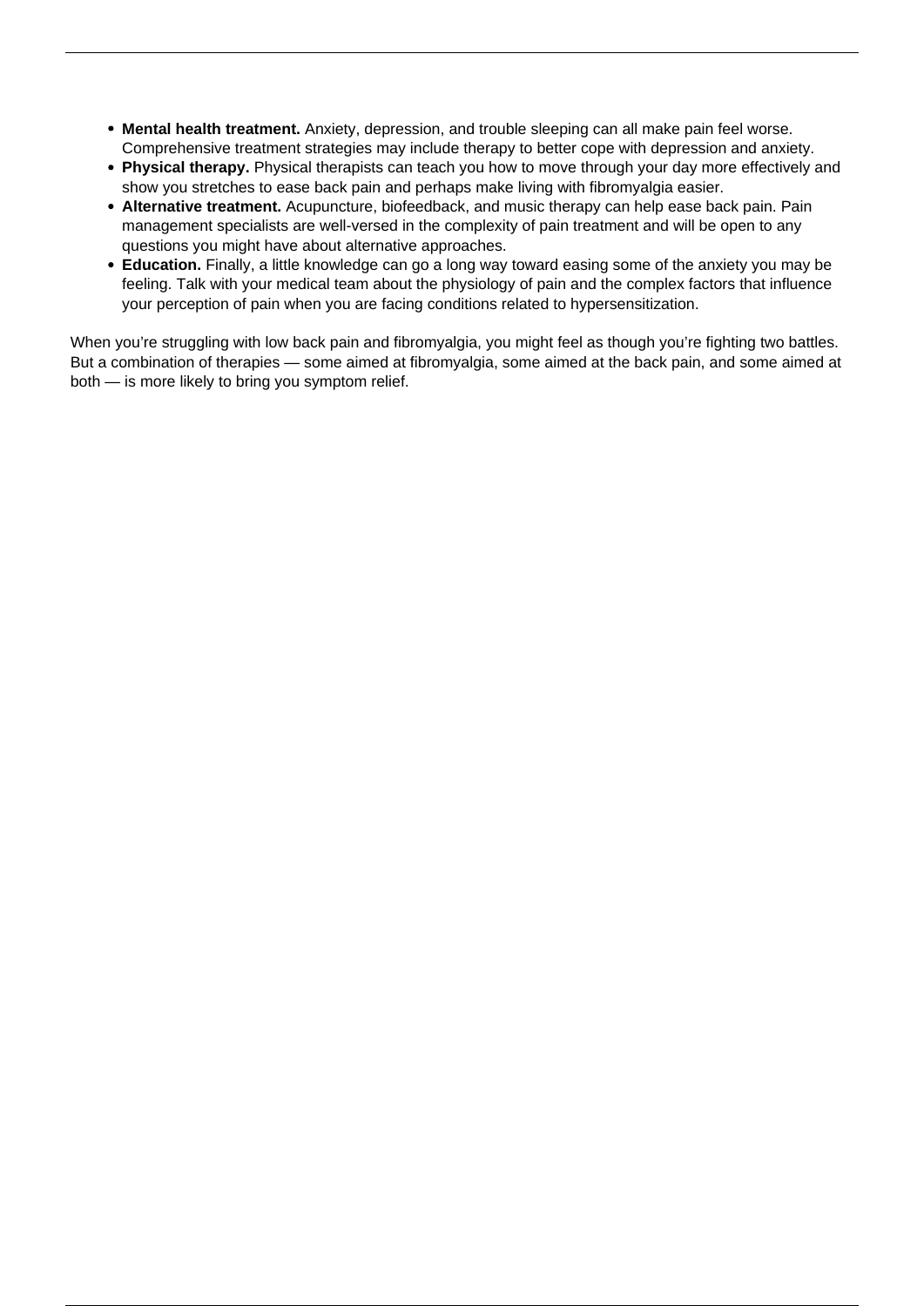- **Mental health treatment.** Anxiety, depression, and trouble sleeping can all make pain feel worse. Comprehensive treatment strategies may include therapy to better cope with depression and anxiety.
- **Physical therapy.** Physical therapists can teach you how to move through your day more effectively and show you stretches to ease back pain and perhaps make living with fibromyalgia easier.
- **Alternative treatment.** Acupuncture, biofeedback, and music therapy can help ease back pain. Pain management specialists are well-versed in the complexity of pain treatment and will be open to any questions you might have about alternative approaches.
- **Education.** Finally, a little knowledge can go a long way toward easing some of the anxiety you may be feeling. Talk with your medical team about the physiology of pain and the complex factors that influence your perception of pain when you are facing conditions related to hypersensitization.

When you're struggling with low back pain and fibromyalgia, you might feel as though you're fighting two battles. But a combination of therapies — some aimed at fibromyalgia, some aimed at the back pain, and some aimed at both — is more likely to bring you symptom relief.